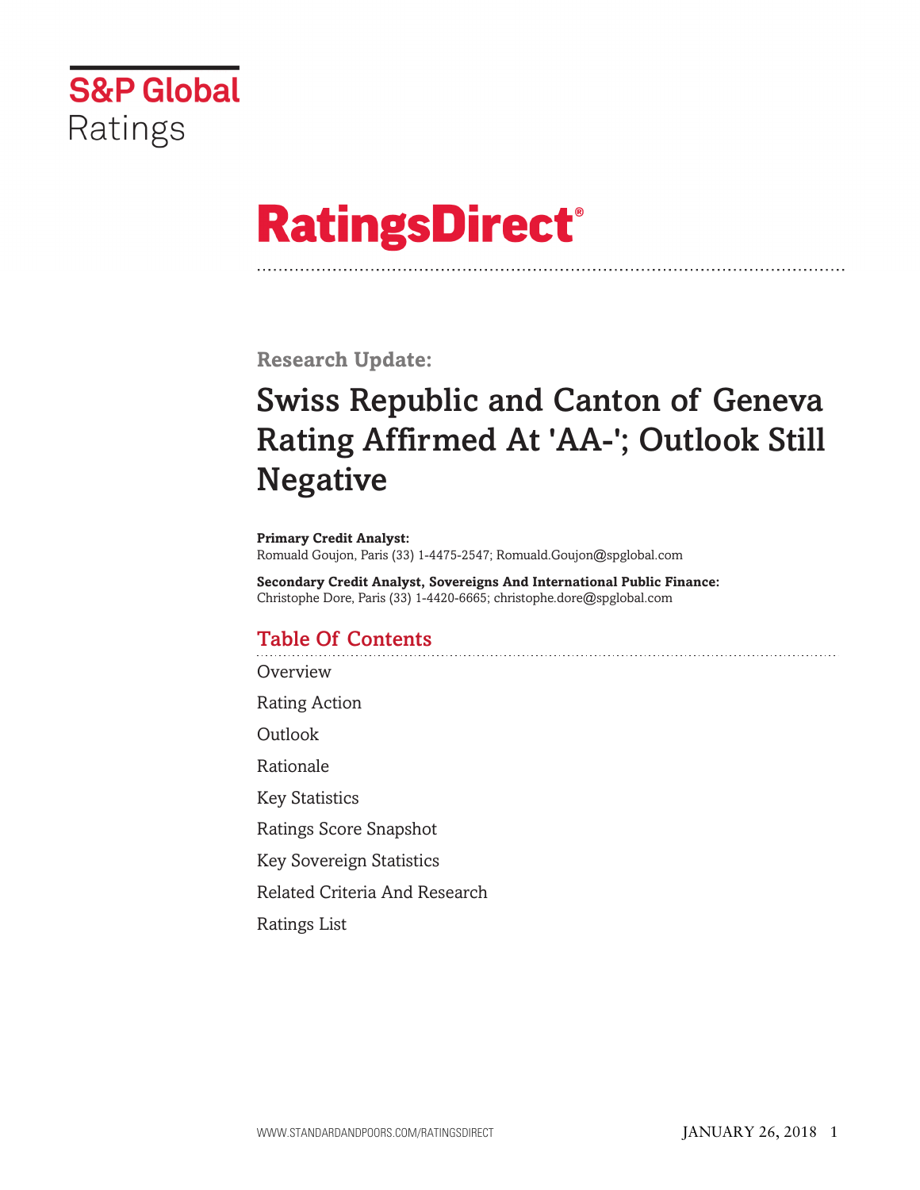S&P Global Ratings

# RatingsDirect®

**Research Update:**

## Swiss Republic and Canton of Geneva Rating Affirmed At 'AA-'; Outlook Still Negative

**Primary Credit Analyst:**
Romuald Goujon, Paris (33) 1-4475-2547; Romuald.Goujon@spglobal.com

**Secondary Credit Analyst, Sovereigns And International Public Finance:**
Christophe Dore, Paris (33) 1-4420-6665; christophe.dore@spglobal.com

### Table Of Contents

Overview

Rating Action

Outlook

Rationale

Key Statistics

Ratings Score Snapshot

Key Sovereign Statistics

Related Criteria And Research

Ratings List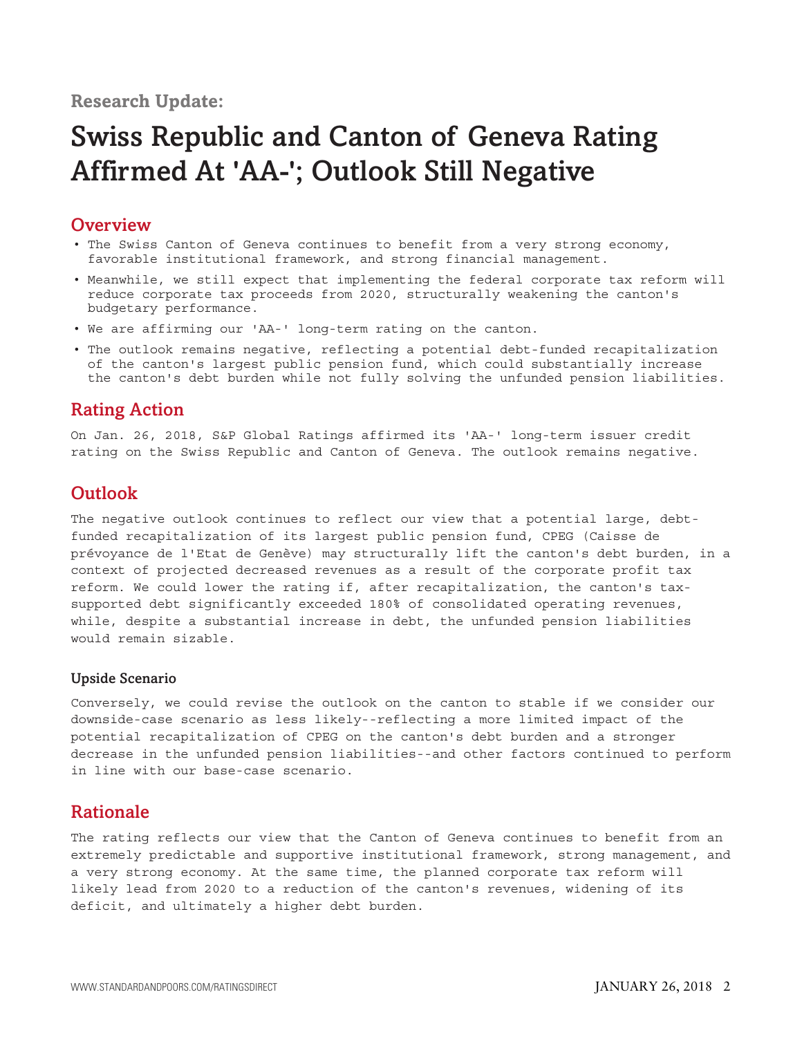Research Update:

# Swiss Republic and Canton of Geneva Rating Affirmed At 'AA-'; Outlook Still Negative

## Overview

- The Swiss Canton of Geneva continues to benefit from a very strong economy, favorable institutional framework, and strong financial management.
- Meanwhile, we still expect that implementing the federal corporate tax reform will reduce corporate tax proceeds from 2020, structurally weakening the canton's budgetary performance.
- We are affirming our 'AA-' long-term rating on the canton.
- The outlook remains negative, reflecting a potential debt-funded recapitalization of the canton's largest public pension fund, which could substantially increase the canton's debt burden while not fully solving the unfunded pension liabilities.

## Rating Action

On Jan. 26, 2018, S&P Global Ratings affirmed its 'AA-' long-term issuer credit rating on the Swiss Republic and Canton of Geneva. The outlook remains negative.

## Outlook

The negative outlook continues to reflect our view that a potential large, debt-funded recapitalization of its largest public pension fund, CPEG (Caisse de prévoyance de l'Etat de Genève) may structurally lift the canton's debt burden, in a context of projected decreased revenues as a result of the corporate profit tax reform. We could lower the rating if, after recapitalization, the canton's tax-supported debt significantly exceeded 180% of consolidated operating revenues, while, despite a substantial increase in debt, the unfunded pension liabilities would remain sizable.

### Upside Scenario

Conversely, we could revise the outlook on the canton to stable if we consider our downside-case scenario as less likely--reflecting a more limited impact of the potential recapitalization of CPEG on the canton's debt burden and a stronger decrease in the unfunded pension liabilities--and other factors continued to perform in line with our base-case scenario.

## Rationale

The rating reflects our view that the Canton of Geneva continues to benefit from an extremely predictable and supportive institutional framework, strong management, and a very strong economy. At the same time, the planned corporate tax reform will likely lead from 2020 to a reduction of the canton's revenues, widening of its deficit, and ultimately a higher debt burden.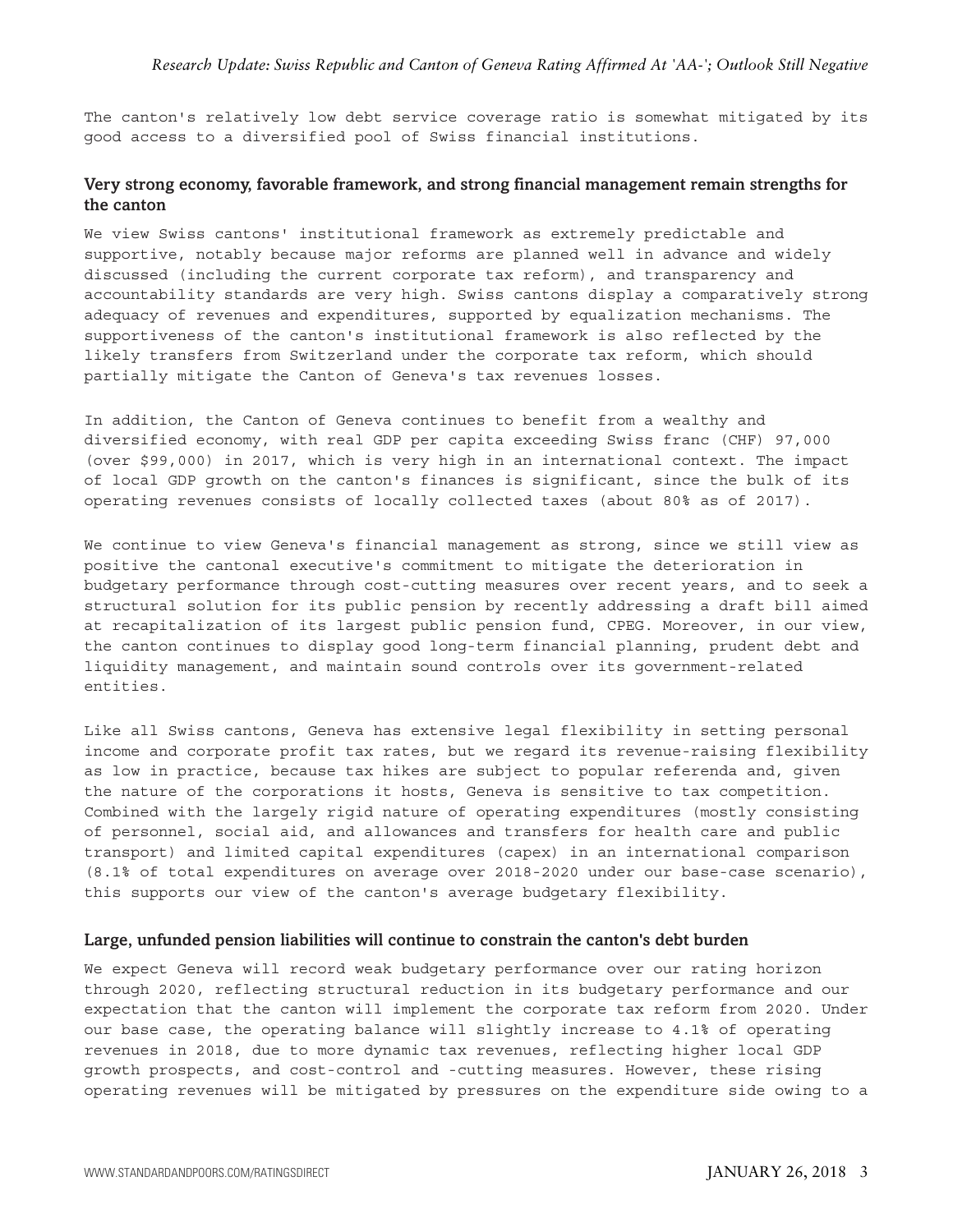The canton's relatively low debt service coverage ratio is somewhat mitigated by its good access to a diversified pool of Swiss financial institutions.

### Very strong economy, favorable framework, and strong financial management remain strengths for the canton

We view Swiss cantons' institutional framework as extremely predictable and supportive, notably because major reforms are planned well in advance and widely discussed (including the current corporate tax reform), and transparency and accountability standards are very high. Swiss cantons display a comparatively strong adequacy of revenues and expenditures, supported by equalization mechanisms. The supportiveness of the canton's institutional framework is also reflected by the likely transfers from Switzerland under the corporate tax reform, which should partially mitigate the Canton of Geneva's tax revenues losses.

In addition, the Canton of Geneva continues to benefit from a wealthy and diversified economy, with real GDP per capita exceeding Swiss franc (CHF) 97,000 (over $99,000) in 2017, which is very high in an international context. The impact of local GDP growth on the canton's finances is significant, since the bulk of its operating revenues consists of locally collected taxes (about 80% as of 2017).

We continue to view Geneva's financial management as strong, since we still view as positive the cantonal executive's commitment to mitigate the deterioration in budgetary performance through cost-cutting measures over recent years, and to seek a structural solution for its public pension by recently addressing a draft bill aimed at recapitalization of its largest public pension fund, CPEG. Moreover, in our view, the canton continues to display good long-term financial planning, prudent debt and liquidity management, and maintain sound controls over its government-related entities.

Like all Swiss cantons, Geneva has extensive legal flexibility in setting personal income and corporate profit tax rates, but we regard its revenue-raising flexibility as low in practice, because tax hikes are subject to popular referenda and, given the nature of the corporations it hosts, Geneva is sensitive to tax competition. Combined with the largely rigid nature of operating expenditures (mostly consisting of personnel, social aid, and allowances and transfers for health care and public transport) and limited capital expenditures (capex) in an international comparison (8.1% of total expenditures on average over 2018-2020 under our base-case scenario), this supports our view of the canton's average budgetary flexibility.

### Large, unfunded pension liabilities will continue to constrain the canton's debt burden

We expect Geneva will record weak budgetary performance over our rating horizon through 2020, reflecting structural reduction in its budgetary performance and our expectation that the canton will implement the corporate tax reform from 2020. Under our base case, the operating balance will slightly increase to 4.1% of operating revenues in 2018, due to more dynamic tax revenues, reflecting higher local GDP growth prospects, and cost-control and -cutting measures. However, these rising operating revenues will be mitigated by pressures on the expenditure side owing to a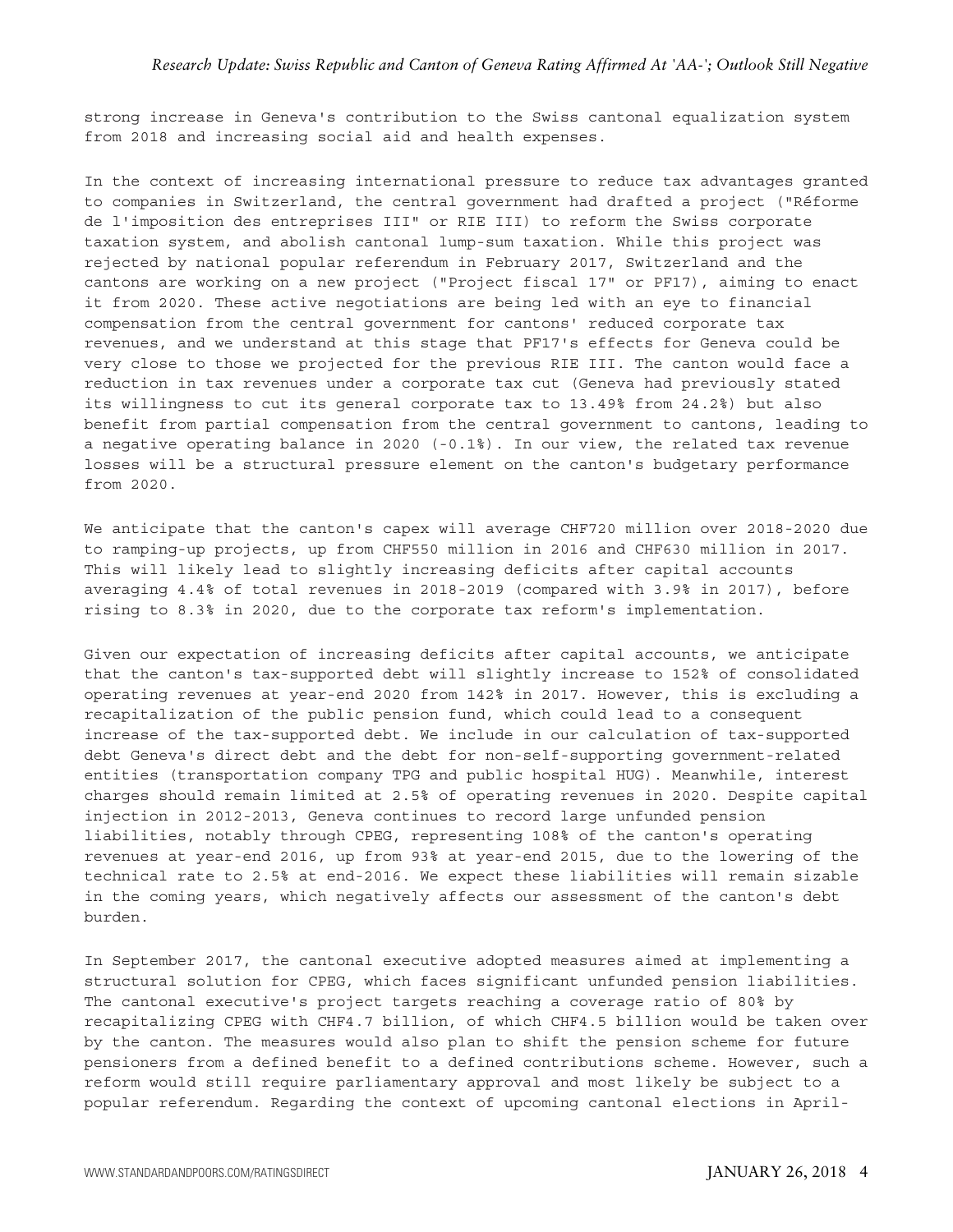strong increase in Geneva's contribution to the Swiss cantonal equalization system from 2018 and increasing social aid and health expenses.

In the context of increasing international pressure to reduce tax advantages granted to companies in Switzerland, the central government had drafted a project ("Réforme de l'imposition des entreprises III" or RIE III) to reform the Swiss corporate taxation system, and abolish cantonal lump-sum taxation. While this project was rejected by national popular referendum in February 2017, Switzerland and the cantons are working on a new project ("Project fiscal 17" or PF17), aiming to enact it from 2020. These active negotiations are being led with an eye to financial compensation from the central government for cantons' reduced corporate tax revenues, and we understand at this stage that PF17's effects for Geneva could be very close to those we projected for the previous RIE III. The canton would face a reduction in tax revenues under a corporate tax cut (Geneva had previously stated its willingness to cut its general corporate tax to 13.49% from 24.2%) but also benefit from partial compensation from the central government to cantons, leading to a negative operating balance in 2020 (-0.1%). In our view, the related tax revenue losses will be a structural pressure element on the canton's budgetary performance from 2020.

We anticipate that the canton's capex will average CHF720 million over 2018-2020 due to ramping-up projects, up from CHF550 million in 2016 and CHF630 million in 2017. This will likely lead to slightly increasing deficits after capital accounts averaging 4.4% of total revenues in 2018-2019 (compared with 3.9% in 2017), before rising to 8.3% in 2020, due to the corporate tax reform's implementation.

Given our expectation of increasing deficits after capital accounts, we anticipate that the canton's tax-supported debt will slightly increase to 152% of consolidated operating revenues at year-end 2020 from 142% in 2017. However, this is excluding a recapitalization of the public pension fund, which could lead to a consequent increase of the tax-supported debt. We include in our calculation of tax-supported debt Geneva's direct debt and the debt for non-self-supporting government-related entities (transportation company TPG and public hospital HUG). Meanwhile, interest charges should remain limited at 2.5% of operating revenues in 2020. Despite capital injection in 2012-2013, Geneva continues to record large unfunded pension liabilities, notably through CPEG, representing 108% of the canton's operating revenues at year-end 2016, up from 93% at year-end 2015, due to the lowering of the technical rate to 2.5% at end-2016. We expect these liabilities will remain sizable in the coming years, which negatively affects our assessment of the canton's debt burden.

In September 2017, the cantonal executive adopted measures aimed at implementing a structural solution for CPEG, which faces significant unfunded pension liabilities. The cantonal executive's project targets reaching a coverage ratio of 80% by recapitalizing CPEG with CHF4.7 billion, of which CHF4.5 billion would be taken over by the canton. The measures would also plan to shift the pension scheme for future pensioners from a defined benefit to a defined contributions scheme. However, such a reform would still require parliamentary approval and most likely be subject to a popular referendum. Regarding the context of upcoming cantonal elections in April-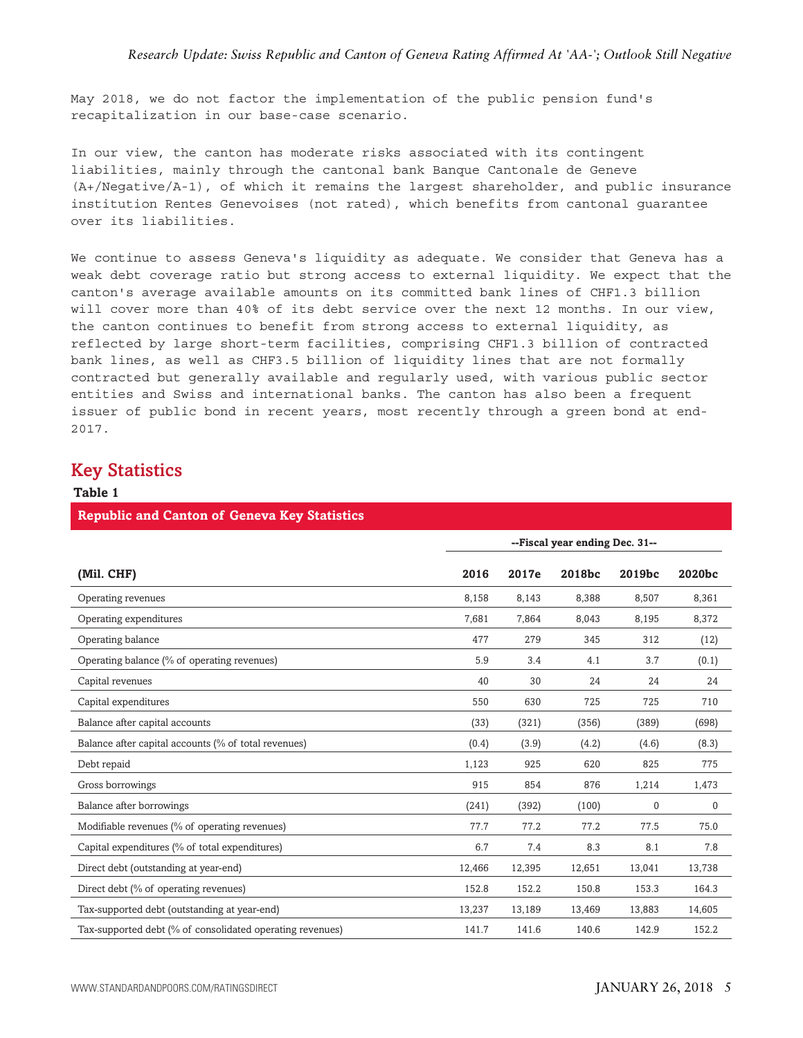May 2018, we do not factor the implementation of the public pension fund's recapitalization in our base-case scenario.

In our view, the canton has moderate risks associated with its contingent liabilities, mainly through the cantonal bank Banque Cantonale de Geneve (A+/Negative/A-1), of which it remains the largest shareholder, and public insurance institution Rentes Genevoises (not rated), which benefits from cantonal guarantee over its liabilities.

We continue to assess Geneva's liquidity as adequate. We consider that Geneva has a weak debt coverage ratio but strong access to external liquidity. We expect that the canton's average available amounts on its committed bank lines of CHF1.3 billion will cover more than 40% of its debt service over the next 12 months. In our view, the canton continues to benefit from strong access to external liquidity, as reflected by large short-term facilities, comprising CHF1.3 billion of contracted bank lines, as well as CHF3.5 billion of liquidity lines that are not formally contracted but generally available and regularly used, with various public sector entities and Swiss and international banks. The canton has also been a frequent issuer of public bond in recent years, most recently through a green bond at end-2017.

## Key Statistics

**Table 1**

**Republic and Canton of Geneva Key Statistics**

| | --Fiscal year ending Dec. 31-- | | | | |
|---|---|---|---|---|---|
| **(Mil. CHF)** | **2016** | **2017e** | **2018bc** | **2019bc** | **2020bc** |
| Operating revenues | 8,158 | 8,143 | 8,388 | 8,507 | 8,361 |
| Operating expenditures | 7,681 | 7,864 | 8,043 | 8,195 | 8,372 |
| Operating balance | 477 | 279 | 345 | 312 | (12) |
| Operating balance (% of operating revenues) | 5.9 | 3.4 | 4.1 | 3.7 | (0.1) |
| Capital revenues | 40 | 30 | 24 | 24 | 24 |
| Capital expenditures | 550 | 630 | 725 | 725 | 710 |
| Balance after capital accounts | (33) | (321) | (356) | (389) | (698) |
| Balance after capital accounts (% of total revenues) | (0.4) | (3.9) | (4.2) | (4.6) | (8.3) |
| Debt repaid | 1,123 | 925 | 620 | 825 | 775 |
| Gross borrowings | 915 | 854 | 876 | 1,214 | 1,473 |
| Balance after borrowings | (241) | (392) | (100) | 0 | 0 |
| Modifiable revenues (% of operating revenues) | 77.7 | 77.2 | 77.2 | 77.5 | 75.0 |
| Capital expenditures (% of total expenditures) | 6.7 | 7.4 | 8.3 | 8.1 | 7.8 |
| Direct debt (outstanding at year-end) | 12,466 | 12,395 | 12,651 | 13,041 | 13,738 |
| Direct debt (% of operating revenues) | 152.8 | 152.2 | 150.8 | 153.3 | 164.3 |
| Tax-supported debt (outstanding at year-end) | 13,237 | 13,189 | 13,469 | 13,883 | 14,605 |
| Tax-supported debt (% of consolidated operating revenues) | 141.7 | 141.6 | 140.6 | 142.9 | 152.2 |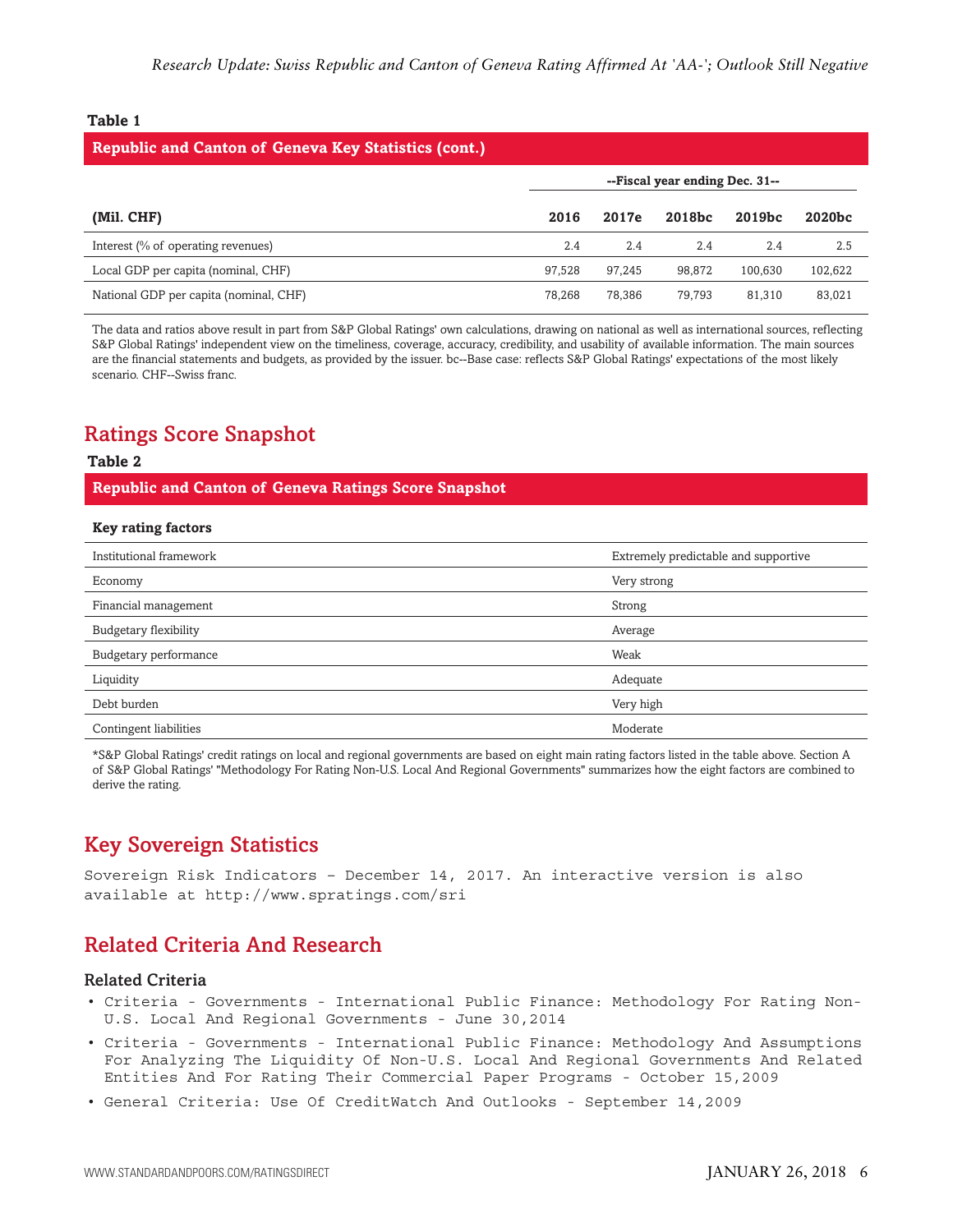**Table 1**

**Republic and Canton of Geneva Key Statistics (cont.)**

| | --Fiscal year ending Dec. 31-- | | | | |
|---|---|---|---|---|---|
| **(Mil. CHF)** | **2016** | **2017e** | **2018bc** | **2019bc** | **2020bc** |
| Interest (% of operating revenues) | 2.4 | 2.4 | 2.4 | 2.4 | 2.5 |
| Local GDP per capita (nominal, CHF) | 97,528 | 97,245 | 98,872 | 100,630 | 102,622 |
| National GDP per capita (nominal, CHF) | 78,268 | 78,386 | 79,793 | 81,310 | 83,021 |

The data and ratios above result in part from S&P Global Ratings' own calculations, drawing on national as well as international sources, reflecting S&P Global Ratings' independent view on the timeliness, coverage, accuracy, credibility, and usability of available information. The main sources are the financial statements and budgets, as provided by the issuer. bc--Base case: reflects S&P Global Ratings' expectations of the most likely scenario. CHF--Swiss franc.

## Ratings Score Snapshot

**Table 2**

**Republic and Canton of Geneva Ratings Score Snapshot**

| **Key rating factors** | |
|---|---|
| Institutional framework | Extremely predictable and supportive |
| Economy | Very strong |
| Financial management | Strong |
| Budgetary flexibility | Average |
| Budgetary performance | Weak |
| Liquidity | Adequate |
| Debt burden | Very high |
| Contingent liabilities | Moderate |

*S&P Global Ratings' credit ratings on local and regional governments are based on eight main rating factors listed in the table above. Section A of S&P Global Ratings' "Methodology For Rating Non-U.S. Local And Regional Governments" summarizes how the eight factors are combined to derive the rating.

## Key Sovereign Statistics

Sovereign Risk Indicators – December 14, 2017. An interactive version is also available at http://www.spratings.com/sri

## Related Criteria And Research

### Related Criteria

- Criteria - Governments - International Public Finance: Methodology For Rating Non-U.S. Local And Regional Governments - June 30,2014
- Criteria - Governments - International Public Finance: Methodology And Assumptions For Analyzing The Liquidity Of Non-U.S. Local And Regional Governments And Related Entities And For Rating Their Commercial Paper Programs - October 15,2009
- General Criteria: Use Of CreditWatch And Outlooks - September 14,2009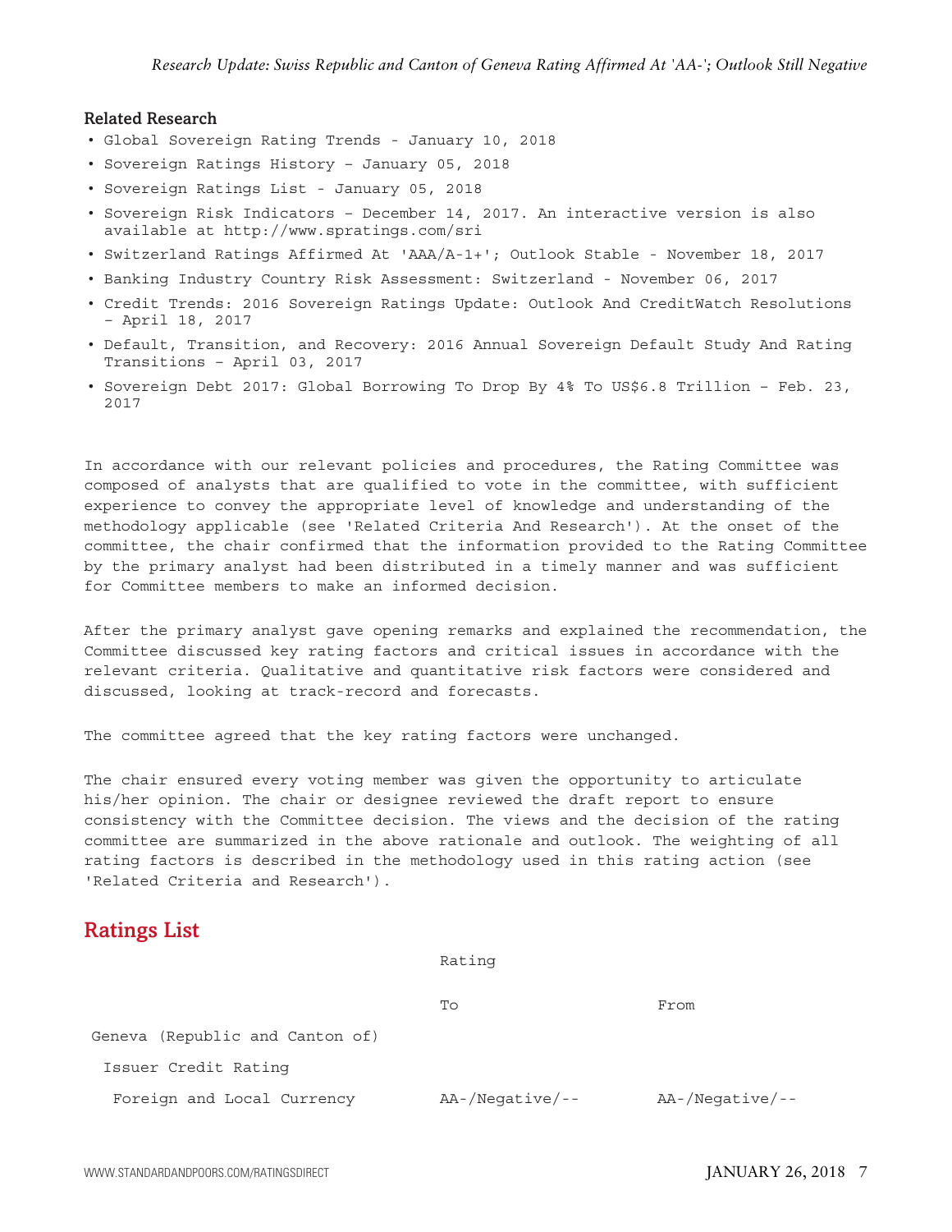### Related Research

- Global Sovereign Rating Trends - January 10, 2018
- Sovereign Ratings History – January 05, 2018
- Sovereign Ratings List - January 05, 2018
- Sovereign Risk Indicators – December 14, 2017. An interactive version is also available at http://www.spratings.com/sri
- Switzerland Ratings Affirmed At 'AAA/A-1+'; Outlook Stable - November 18, 2017
- Banking Industry Country Risk Assessment: Switzerland - November 06, 2017
- Credit Trends: 2016 Sovereign Ratings Update: Outlook And CreditWatch Resolutions – April 18, 2017
- Default, Transition, and Recovery: 2016 Annual Sovereign Default Study And Rating Transitions – April 03, 2017
- Sovereign Debt 2017: Global Borrowing To Drop By 4% To US$6.8 Trillion – Feb. 23, 2017

In accordance with our relevant policies and procedures, the Rating Committee was composed of analysts that are qualified to vote in the committee, with sufficient experience to convey the appropriate level of knowledge and understanding of the methodology applicable (see 'Related Criteria And Research'). At the onset of the committee, the chair confirmed that the information provided to the Rating Committee by the primary analyst had been distributed in a timely manner and was sufficient for Committee members to make an informed decision.

After the primary analyst gave opening remarks and explained the recommendation, the Committee discussed key rating factors and critical issues in accordance with the relevant criteria. Qualitative and quantitative risk factors were considered and discussed, looking at track-record and forecasts.

The committee agreed that the key rating factors were unchanged.

The chair ensured every voting member was given the opportunity to articulate his/her opinion. The chair or designee reviewed the draft report to ensure consistency with the Committee decision. The views and the decision of the rating committee are summarized in the above rationale and outlook. The weighting of all rating factors is described in the methodology used in this rating action (see 'Related Criteria and Research').

## Ratings List

| | Rating | |
|---|---|---|
| | To | From |
| Geneva (Republic and Canton of) | | |
| Issuer Credit Rating | | |
| Foreign and Local Currency | AA-/Negative/-- | AA-/Negative/-- |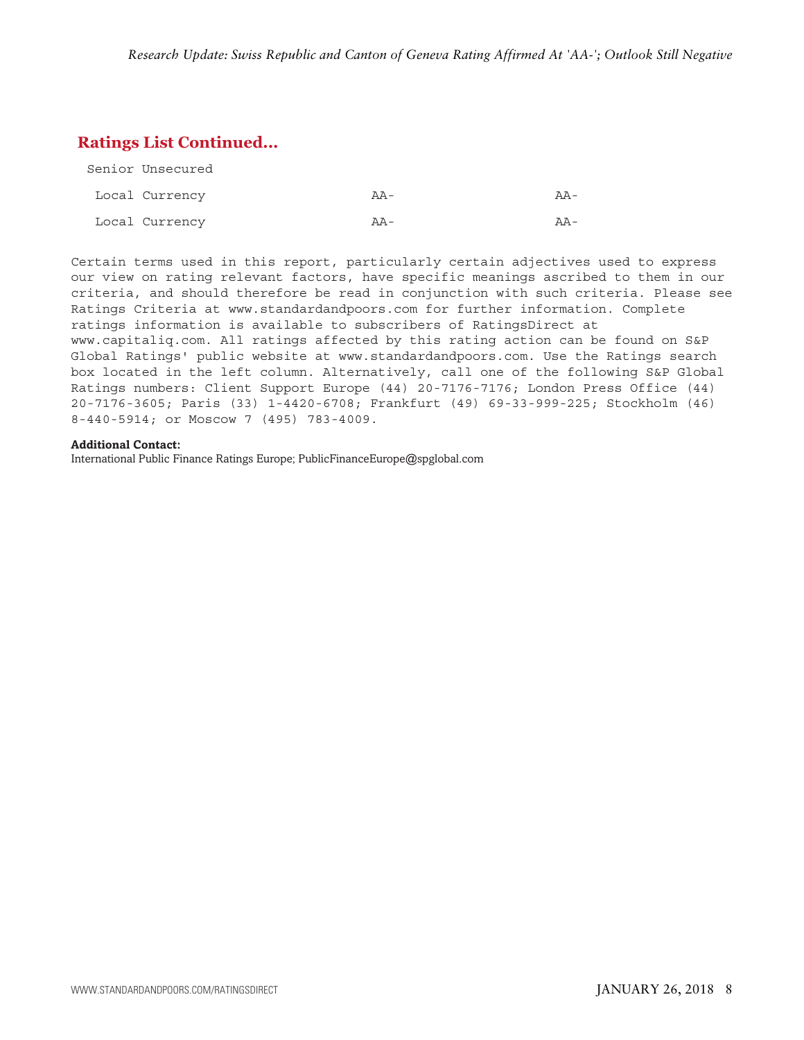## Ratings List Continued...

| | | |
|---|---|---|
| Senior Unsecured | | |
| Local Currency | AA- | AA- |
| Local Currency | AA- | AA- |

Certain terms used in this report, particularly certain adjectives used to express our view on rating relevant factors, have specific meanings ascribed to them in our criteria, and should therefore be read in conjunction with such criteria. Please see Ratings Criteria at www.standardandpoors.com for further information. Complete ratings information is available to subscribers of RatingsDirect at www.capitaliq.com. All ratings affected by this rating action can be found on S&P Global Ratings' public website at www.standardandpoors.com. Use the Ratings search box located in the left column. Alternatively, call one of the following S&P Global Ratings numbers: Client Support Europe (44) 20-7176-7176; London Press Office (44) 20-7176-3605; Paris (33) 1-4420-6708; Frankfurt (49) 69-33-999-225; Stockholm (46) 8-440-5914; or Moscow 7 (495) 783-4009.

**Additional Contact:**
International Public Finance Ratings Europe; PublicFinanceEurope@spglobal.com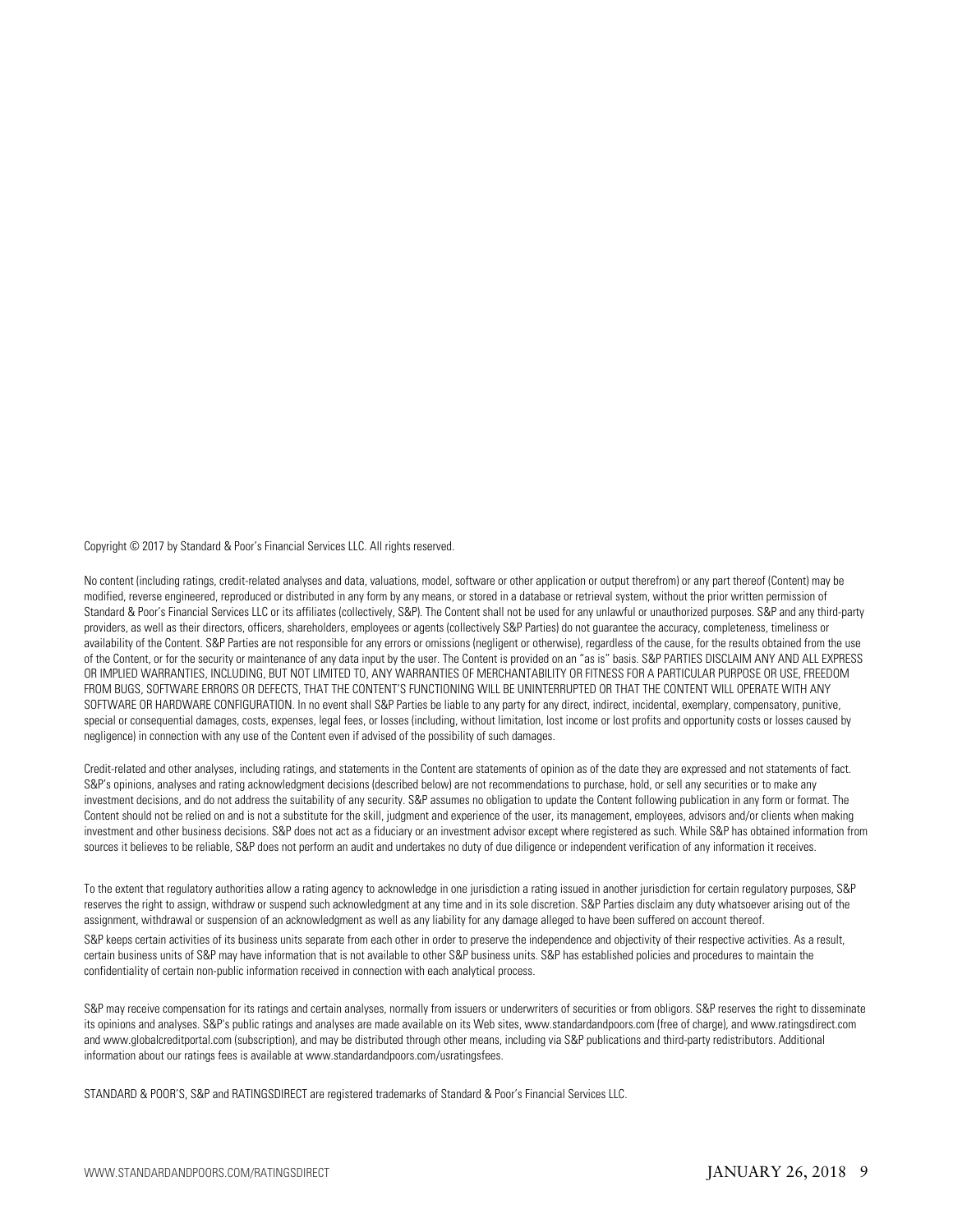Copyright © 2017 by Standard & Poor's Financial Services LLC. All rights reserved.

No content (including ratings, credit-related analyses and data, valuations, model, software or other application or output therefrom) or any part thereof (Content) may be modified, reverse engineered, reproduced or distributed in any form by any means, or stored in a database or retrieval system, without the prior written permission of Standard & Poor's Financial Services LLC or its affiliates (collectively, S&P). The Content shall not be used for any unlawful or unauthorized purposes. S&P and any third-party providers, as well as their directors, officers, shareholders, employees or agents (collectively S&P Parties) do not guarantee the accuracy, completeness, timeliness or availability of the Content. S&P Parties are not responsible for any errors or omissions (negligent or otherwise), regardless of the cause, for the results obtained from the use of the Content, or for the security or maintenance of any data input by the user. The Content is provided on an "as is" basis. S&P PARTIES DISCLAIM ANY AND ALL EXPRESS OR IMPLIED WARRANTIES, INCLUDING, BUT NOT LIMITED TO, ANY WARRANTIES OF MERCHANTABILITY OR FITNESS FOR A PARTICULAR PURPOSE OR USE, FREEDOM FROM BUGS, SOFTWARE ERRORS OR DEFECTS, THAT THE CONTENT'S FUNCTIONING WILL BE UNINTERRUPTED OR THAT THE CONTENT WILL OPERATE WITH ANY SOFTWARE OR HARDWARE CONFIGURATION. In no event shall S&P Parties be liable to any party for any direct, indirect, incidental, exemplary, compensatory, punitive, special or consequential damages, costs, expenses, legal fees, or losses (including, without limitation, lost income or lost profits and opportunity costs or losses caused by negligence) in connection with any use of the Content even if advised of the possibility of such damages.

Credit-related and other analyses, including ratings, and statements in the Content are statements of opinion as of the date they are expressed and not statements of fact. S&P's opinions, analyses and rating acknowledgment decisions (described below) are not recommendations to purchase, hold, or sell any securities or to make any investment decisions, and do not address the suitability of any security. S&P assumes no obligation to update the Content following publication in any form or format. The Content should not be relied on and is not a substitute for the skill, judgment and experience of the user, its management, employees, advisors and/or clients when making investment and other business decisions. S&P does not act as a fiduciary or an investment advisor except where registered as such. While S&P has obtained information from sources it believes to be reliable, S&P does not perform an audit and undertakes no duty of due diligence or independent verification of any information it receives.

To the extent that regulatory authorities allow a rating agency to acknowledge in one jurisdiction a rating issued in another jurisdiction for certain regulatory purposes, S&P reserves the right to assign, withdraw or suspend such acknowledgment at any time and in its sole discretion. S&P Parties disclaim any duty whatsoever arising out of the assignment, withdrawal or suspension of an acknowledgment as well as any liability for any damage alleged to have been suffered on account thereof.

S&P keeps certain activities of its business units separate from each other in order to preserve the independence and objectivity of their respective activities. As a result, certain business units of S&P may have information that is not available to other S&P business units. S&P has established policies and procedures to maintain the confidentiality of certain non-public information received in connection with each analytical process.

S&P may receive compensation for its ratings and certain analyses, normally from issuers or underwriters of securities or from obligors. S&P reserves the right to disseminate its opinions and analyses. S&P's public ratings and analyses are made available on its Web sites, www.standardandpoors.com (free of charge), and www.ratingsdirect.com and www.globalcreditportal.com (subscription), and may be distributed through other means, including via S&P publications and third-party redistributors. Additional information about our ratings fees is available at www.standardandpoors.com/usratingsfees.

STANDARD & POOR'S, S&P and RATINGSDIRECT are registered trademarks of Standard & Poor's Financial Services LLC.